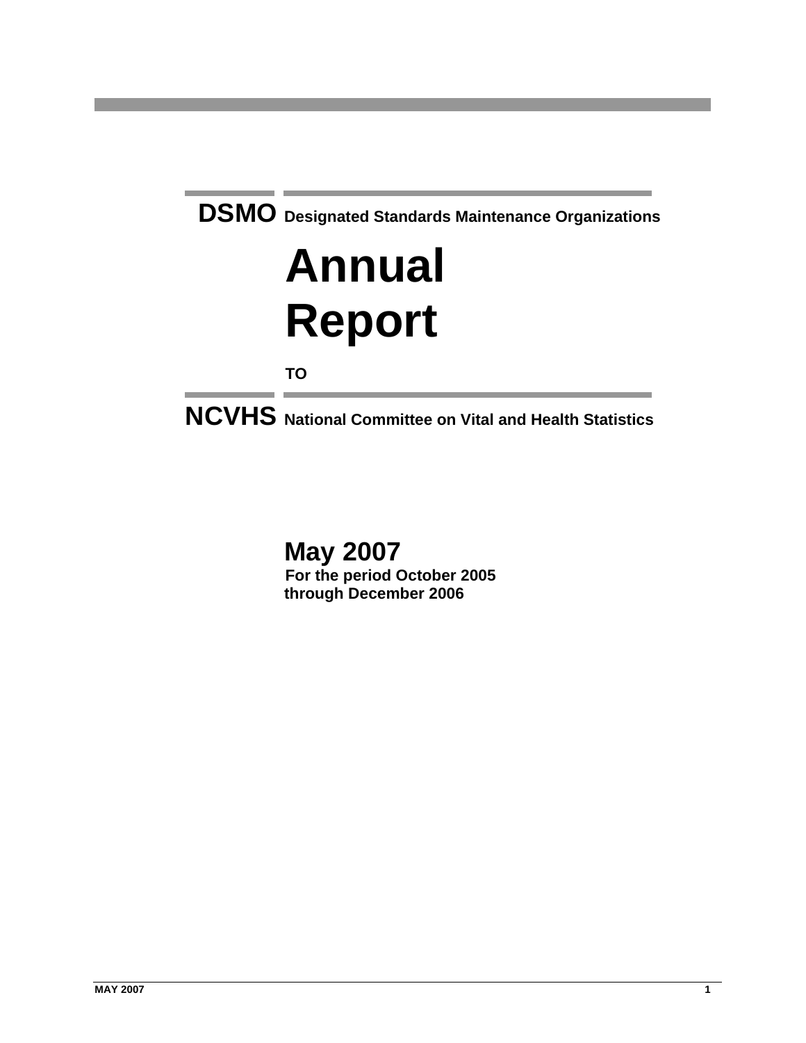**DSMO** Designated Standards Maintenance Organizations

# Annual Report

**TO**

**NCVHS** National Committee on Vital and Health Statistics

## May 2007

**For the period October 2005 through December 2006**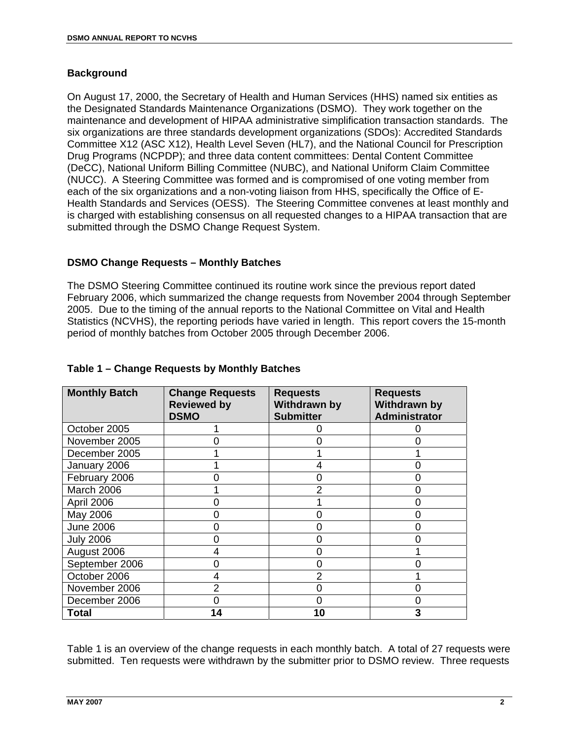## Background

On August 17, 2000, the Secretary of Health and Human Services (HHS) named six entities as the Designated Standards Maintenance Organizations (DSMO). They work together on the maintenance and development of HIPAA administrative simplification transaction standards. The six organizations are three standards development organizations (SDOs): Accredited Standards Committee X12 (ASC X12), Health Level Seven (HL7), and the National Council for Prescription Drug Programs (NCPDP); and three data content committees: Dental Content Committee (DeCC), National Uniform Billing Committee (NUBC), and National Uniform Claim Committee (NUCC). A Steering Committee was formed and is compromised of one voting member from each of the six organizations and a non-voting liaison from HHS, specifically the Office of E-Health Standards and Services (OESS). The Steering Committee convenes at least monthly and is charged with establishing consensus on all requested changes to a HIPAA transaction that are submitted through the DSMO Change Request System.

## DSMO Change Requests – Monthly Batches

The DSMO Steering Committee continued its routine work since the previous report dated February 2006, which summarized the change requests from November 2004 through September 2005. Due to the timing of the annual reports to the National Committee on Vital and Health Statistics (NCVHS), the reporting periods have varied in length. This report covers the 15-month period of monthly batches from October 2005 through December 2006.

**Table 1 – Change Requests by Monthly Batches**

| Monthly Batch | Change Requests Reviewed by DSMO | Requests Withdrawn by Submitter | Requests Withdrawn by Administrator |
|---|---|---|---|
| October 2005 | 1 | 0 | 0 |
| November 2005 | 0 | 0 | 0 |
| December 2005 | 1 | 1 | 1 |
| January 2006 | 1 | 4 | 0 |
| February 2006 | 0 | 0 | 0 |
| March 2006 | 1 | 2 | 0 |
| April 2006 | 0 | 1 | 0 |
| May 2006 | 0 | 0 | 0 |
| June 2006 | 0 | 0 | 0 |
| July 2006 | 0 | 0 | 0 |
| August 2006 | 4 | 0 | 1 |
| September 2006 | 0 | 0 | 0 |
| October 2006 | 4 | 2 | 1 |
| November 2006 | 2 | 0 | 0 |
| December 2006 | 0 | 0 | 0 |
| **Total** | **14** | **10** | **3** |

Table 1 is an overview of the change requests in each monthly batch. A total of 27 requests were submitted. Ten requests were withdrawn by the submitter prior to DSMO review. Three requests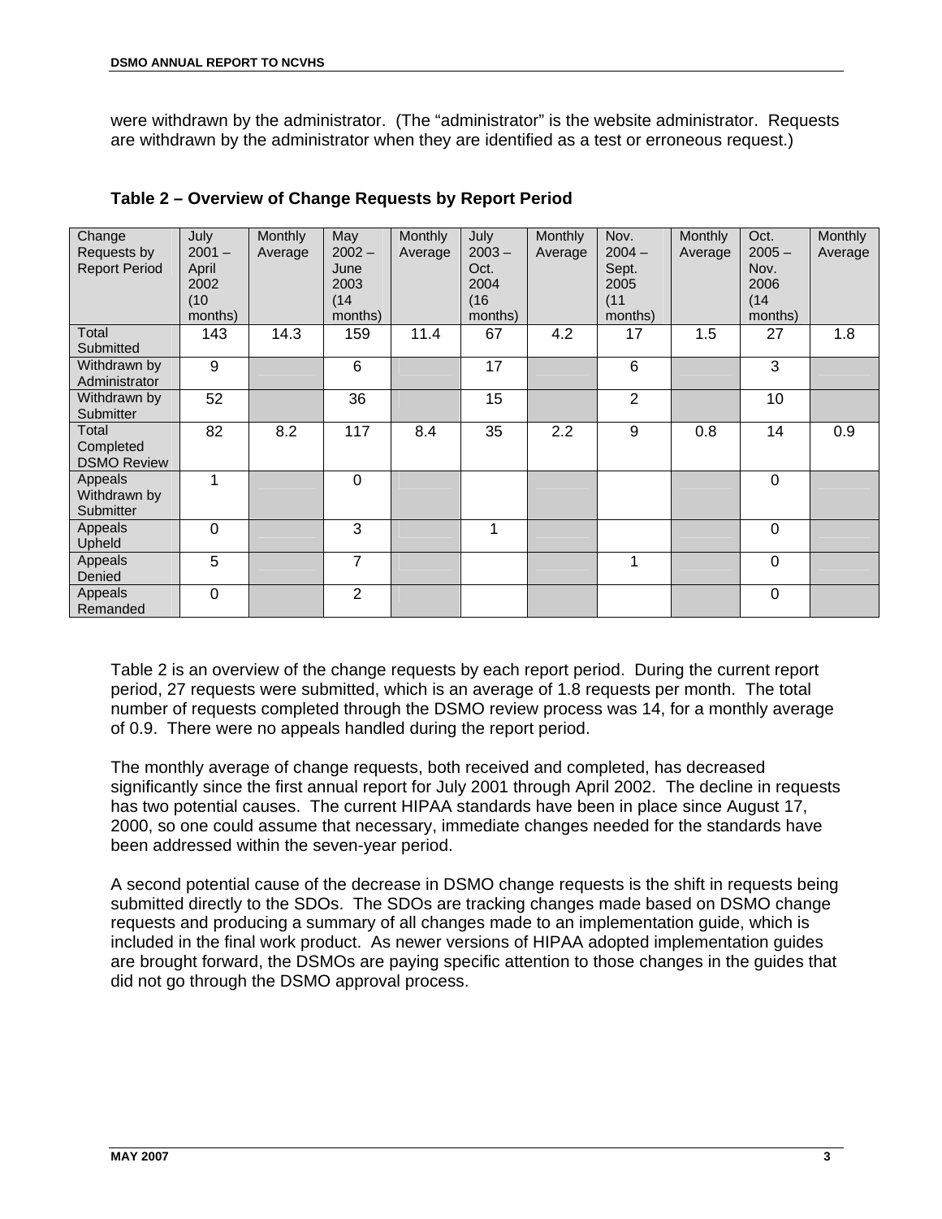were withdrawn by the administrator. (The "administrator" is the website administrator. Requests are withdrawn by the administrator when they are identified as a test or erroneous request.)

**Table 2 – Overview of Change Requests by Report Period**

| Change Requests by Report Period | July 2001 – April 2002 (10 months) | Monthly Average | May 2002 – June 2003 (14 months) | Monthly Average | July 2003 – Oct. 2004 (16 months) | Monthly Average | Nov. 2004 – Sept. 2005 (11 months) | Monthly Average | Oct. 2005 – Nov. 2006 (14 months) | Monthly Average |
|---|---|---|---|---|---|---|---|---|---|---|
| Total Submitted | 143 | 14.3 | 159 | 11.4 | 67 | 4.2 | 17 | 1.5 | 27 | 1.8 |
| Withdrawn by Administrator | 9 | | 6 | | 17 | | 6 | | 3 | |
| Withdrawn by Submitter | 52 | | 36 | | 15 | | 2 | | 10 | |
| Total Completed DSMO Review | 82 | 8.2 | 117 | 8.4 | 35 | 2.2 | 9 | 0.8 | 14 | 0.9 |
| Appeals Withdrawn by Submitter | 1 | | 0 | | | | | | 0 | |
| Appeals Upheld | 0 | | 3 | | 1 | | | | 0 | |
| Appeals Denied | 5 | | 7 | | | | 1 | | 0 | |
| Appeals Remanded | 0 | | 2 | | | | | | 0 | |

Table 2 is an overview of the change requests by each report period. During the current report period, 27 requests were submitted, which is an average of 1.8 requests per month. The total number of requests completed through the DSMO review process was 14, for a monthly average of 0.9. There were no appeals handled during the report period.

The monthly average of change requests, both received and completed, has decreased significantly since the first annual report for July 2001 through April 2002. The decline in requests has two potential causes. The current HIPAA standards have been in place since August 17, 2000, so one could assume that necessary, immediate changes needed for the standards have been addressed within the seven-year period.

A second potential cause of the decrease in DSMO change requests is the shift in requests being submitted directly to the SDOs. The SDOs are tracking changes made based on DSMO change requests and producing a summary of all changes made to an implementation guide, which is included in the final work product. As newer versions of HIPAA adopted implementation guides are brought forward, the DSMOs are paying specific attention to those changes in the guides that did not go through the DSMO approval process.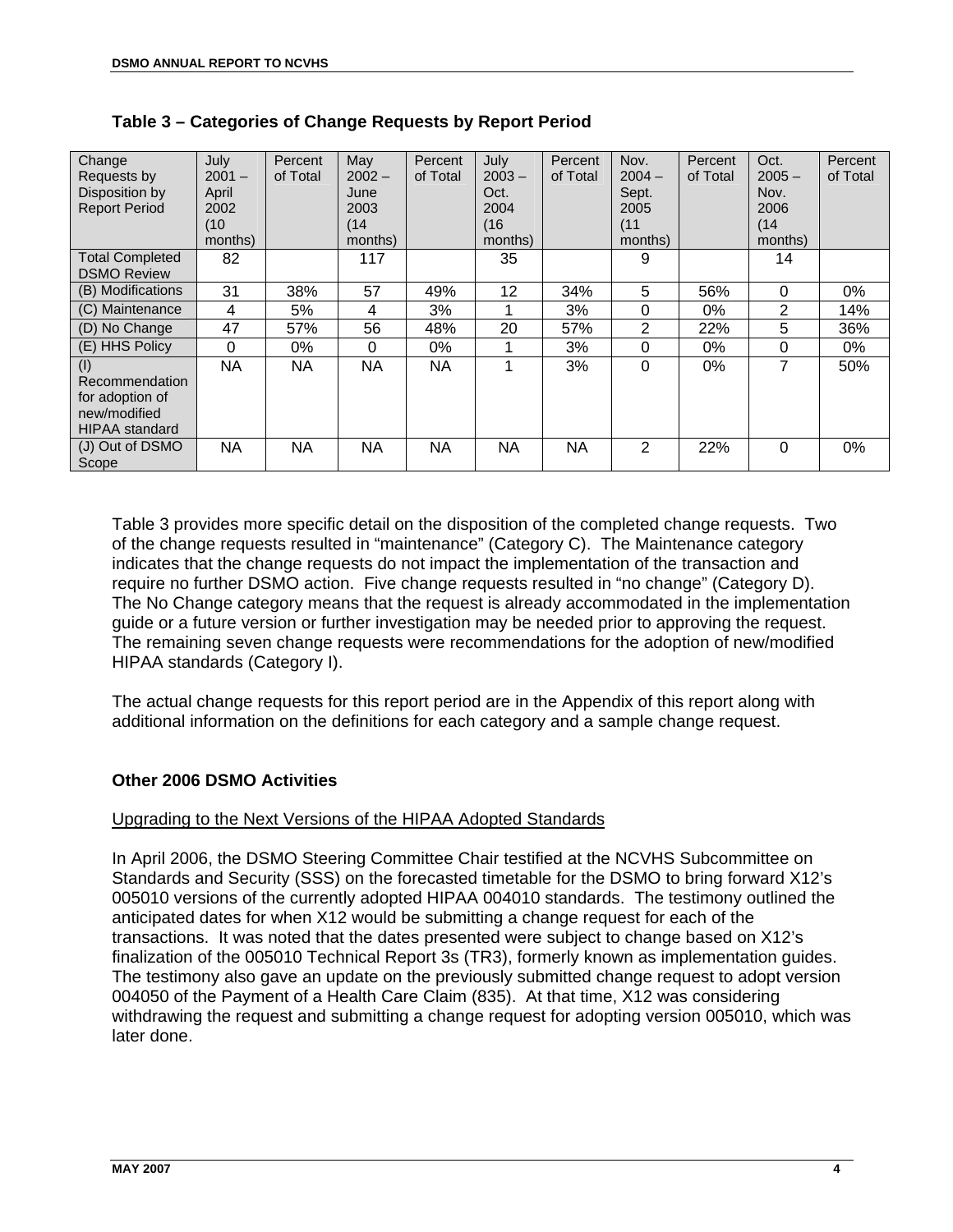### Table 3 – Categories of Change Requests by Report Period

| Change Requests by Disposition by Report Period | July 2001 – April 2002 (10 months) | Percent of Total | May 2002 – June 2003 (14 months) | Percent of Total | July 2003 – Oct. 2004 (16 months) | Percent of Total | Nov. 2004 – Sept. 2005 (11 months) | Percent of Total | Oct. 2005 – Nov. 2006 (14 months) | Percent of Total |
|---|---|---|---|---|---|---|---|---|---|---|
| Total Completed DSMO Review | 82 | | 117 | | 35 | | 9 | | 14 | |
| (B) Modifications | 31 | 38% | 57 | 49% | 12 | 34% | 5 | 56% | 0 | 0% |
| (C) Maintenance | 4 | 5% | 4 | 3% | 1 | 3% | 0 | 0% | 2 | 14% |
| (D) No Change | 47 | 57% | 56 | 48% | 20 | 57% | 2 | 22% | 5 | 36% |
| (E) HHS Policy | 0 | 0% | 0 | 0% | 1 | 3% | 0 | 0% | 0 | 0% |
| (I) Recommendation for adoption of new/modified HIPAA standard | NA | NA | NA | NA | 1 | 3% | 0 | 0% | 7 | 50% |
| (J) Out of DSMO Scope | NA | NA | NA | NA | NA | NA | 2 | 22% | 0 | 0% |

Table 3 provides more specific detail on the disposition of the completed change requests. Two of the change requests resulted in "maintenance" (Category C). The Maintenance category indicates that the change requests do not impact the implementation of the transaction and require no further DSMO action. Five change requests resulted in "no change" (Category D). The No Change category means that the request is already accommodated in the implementation guide or a future version or further investigation may be needed prior to approving the request. The remaining seven change requests were recommendations for the adoption of new/modified HIPAA standards (Category I).

The actual change requests for this report period are in the Appendix of this report along with additional information on the definitions for each category and a sample change request.

### Other 2006 DSMO Activities

Upgrading to the Next Versions of the HIPAA Adopted Standards

In April 2006, the DSMO Steering Committee Chair testified at the NCVHS Subcommittee on Standards and Security (SSS) on the forecasted timetable for the DSMO to bring forward X12's 005010 versions of the currently adopted HIPAA 004010 standards. The testimony outlined the anticipated dates for when X12 would be submitting a change request for each of the transactions. It was noted that the dates presented were subject to change based on X12's finalization of the 005010 Technical Report 3s (TR3), formerly known as implementation guides. The testimony also gave an update on the previously submitted change request to adopt version 004050 of the Payment of a Health Care Claim (835). At that time, X12 was considering withdrawing the request and submitting a change request for adopting version 005010, which was later done.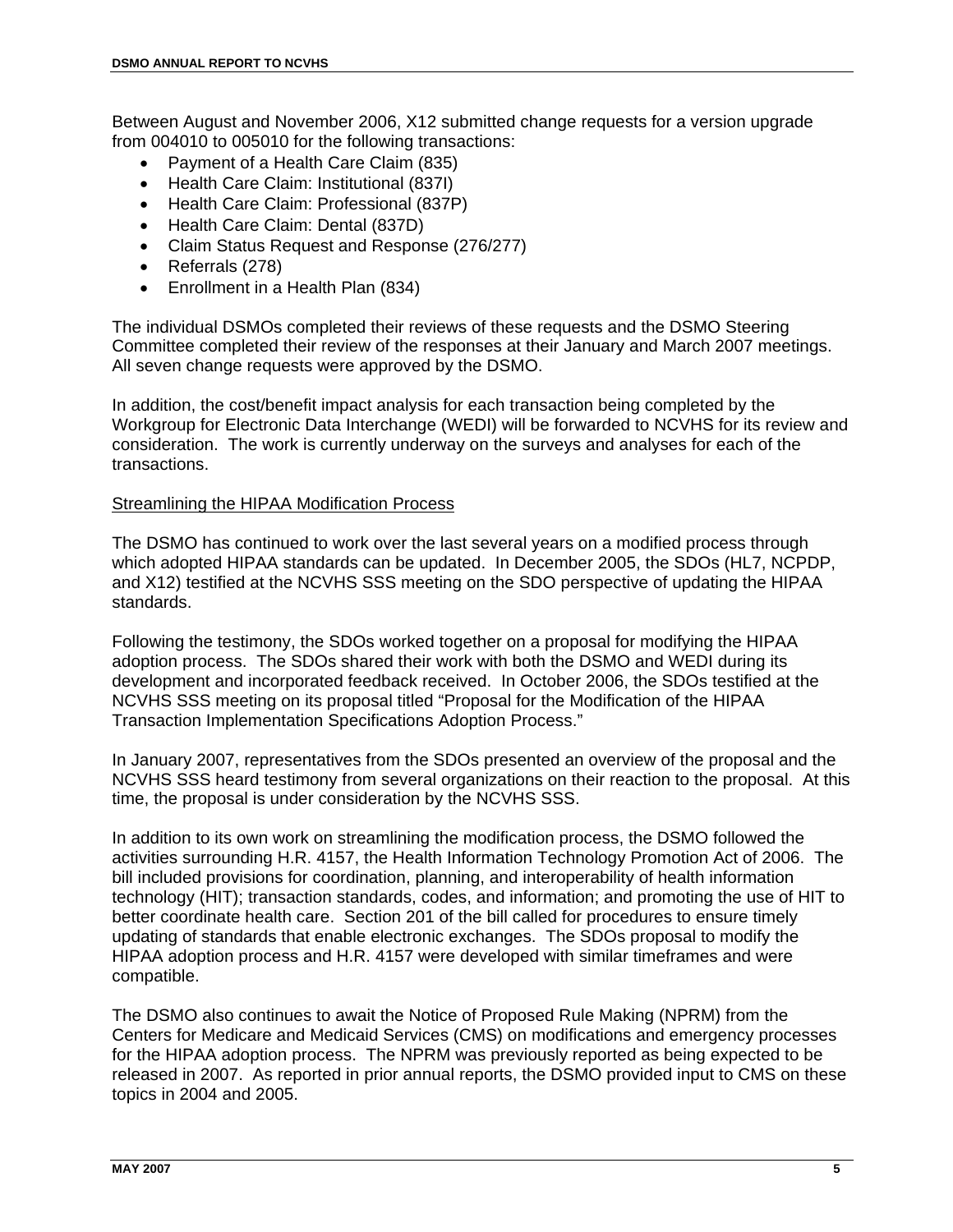Between August and November 2006, X12 submitted change requests for a version upgrade from 004010 to 005010 for the following transactions:

- Payment of a Health Care Claim (835)
- Health Care Claim: Institutional (837I)
- Health Care Claim: Professional (837P)
- Health Care Claim: Dental (837D)
- Claim Status Request and Response (276/277)
- Referrals (278)
- Enrollment in a Health Plan (834)

The individual DSMOs completed their reviews of these requests and the DSMO Steering Committee completed their review of the responses at their January and March 2007 meetings. All seven change requests were approved by the DSMO.

In addition, the cost/benefit impact analysis for each transaction being completed by the Workgroup for Electronic Data Interchange (WEDI) will be forwarded to NCVHS for its review and consideration. The work is currently underway on the surveys and analyses for each of the transactions.

Streamlining the HIPAA Modification Process

The DSMO has continued to work over the last several years on a modified process through which adopted HIPAA standards can be updated. In December 2005, the SDOs (HL7, NCPDP, and X12) testified at the NCVHS SSS meeting on the SDO perspective of updating the HIPAA standards.

Following the testimony, the SDOs worked together on a proposal for modifying the HIPAA adoption process. The SDOs shared their work with both the DSMO and WEDI during its development and incorporated feedback received. In October 2006, the SDOs testified at the NCVHS SSS meeting on its proposal titled "Proposal for the Modification of the HIPAA Transaction Implementation Specifications Adoption Process."

In January 2007, representatives from the SDOs presented an overview of the proposal and the NCVHS SSS heard testimony from several organizations on their reaction to the proposal. At this time, the proposal is under consideration by the NCVHS SSS.

In addition to its own work on streamlining the modification process, the DSMO followed the activities surrounding H.R. 4157, the Health Information Technology Promotion Act of 2006. The bill included provisions for coordination, planning, and interoperability of health information technology (HIT); transaction standards, codes, and information; and promoting the use of HIT to better coordinate health care. Section 201 of the bill called for procedures to ensure timely updating of standards that enable electronic exchanges. The SDOs proposal to modify the HIPAA adoption process and H.R. 4157 were developed with similar timeframes and were compatible.

The DSMO also continues to await the Notice of Proposed Rule Making (NPRM) from the Centers for Medicare and Medicaid Services (CMS) on modifications and emergency processes for the HIPAA adoption process. The NPRM was previously reported as being expected to be released in 2007. As reported in prior annual reports, the DSMO provided input to CMS on these topics in 2004 and 2005.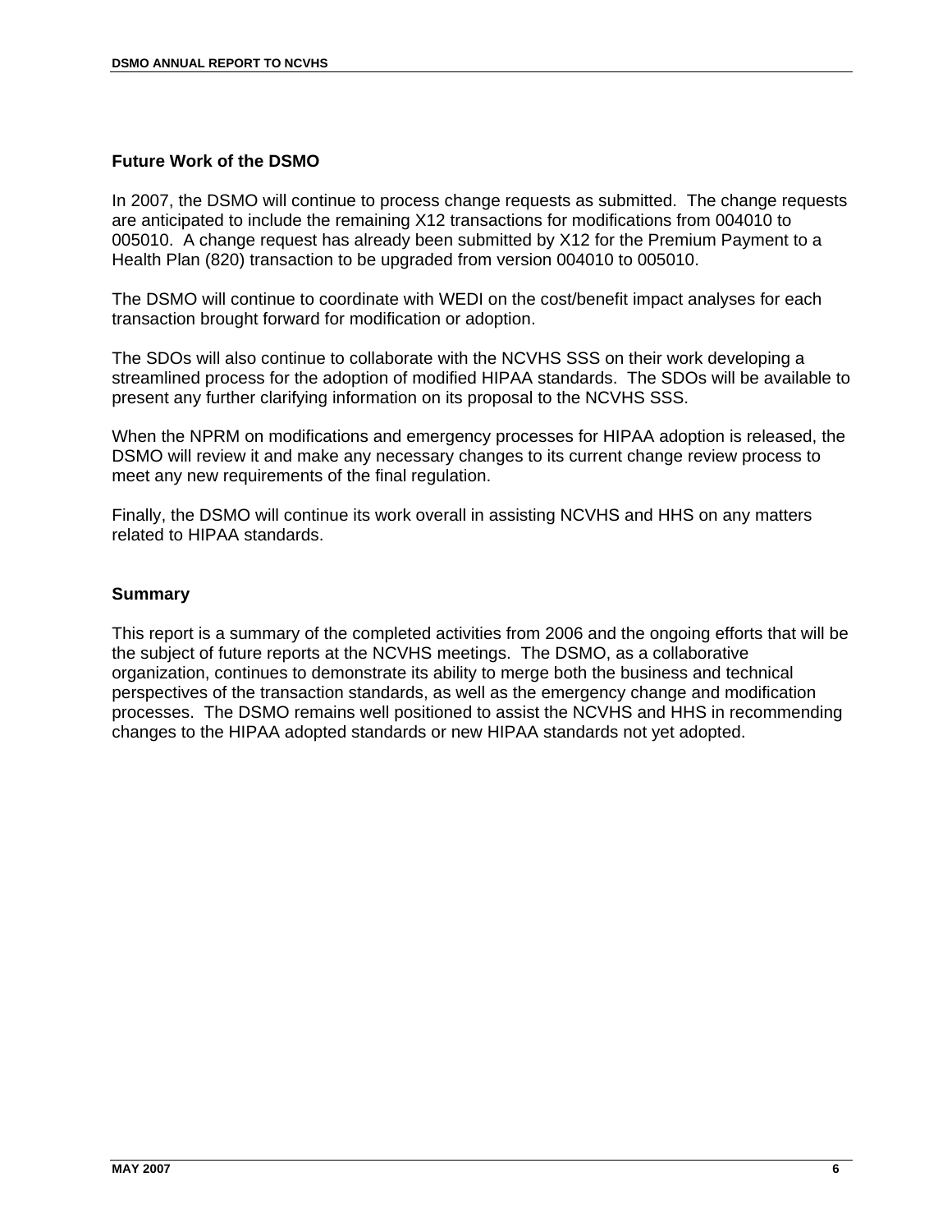### Future Work of the DSMO

In 2007, the DSMO will continue to process change requests as submitted. The change requests are anticipated to include the remaining X12 transactions for modifications from 004010 to 005010. A change request has already been submitted by X12 for the Premium Payment to a Health Plan (820) transaction to be upgraded from version 004010 to 005010.

The DSMO will continue to coordinate with WEDI on the cost/benefit impact analyses for each transaction brought forward for modification or adoption.

The SDOs will also continue to collaborate with the NCVHS SSS on their work developing a streamlined process for the adoption of modified HIPAA standards. The SDOs will be available to present any further clarifying information on its proposal to the NCVHS SSS.

When the NPRM on modifications and emergency processes for HIPAA adoption is released, the DSMO will review it and make any necessary changes to its current change review process to meet any new requirements of the final regulation.

Finally, the DSMO will continue its work overall in assisting NCVHS and HHS on any matters related to HIPAA standards.

### Summary

This report is a summary of the completed activities from 2006 and the ongoing efforts that will be the subject of future reports at the NCVHS meetings. The DSMO, as a collaborative organization, continues to demonstrate its ability to merge both the business and technical perspectives of the transaction standards, as well as the emergency change and modification processes. The DSMO remains well positioned to assist the NCVHS and HHS in recommending changes to the HIPAA adopted standards or new HIPAA standards not yet adopted.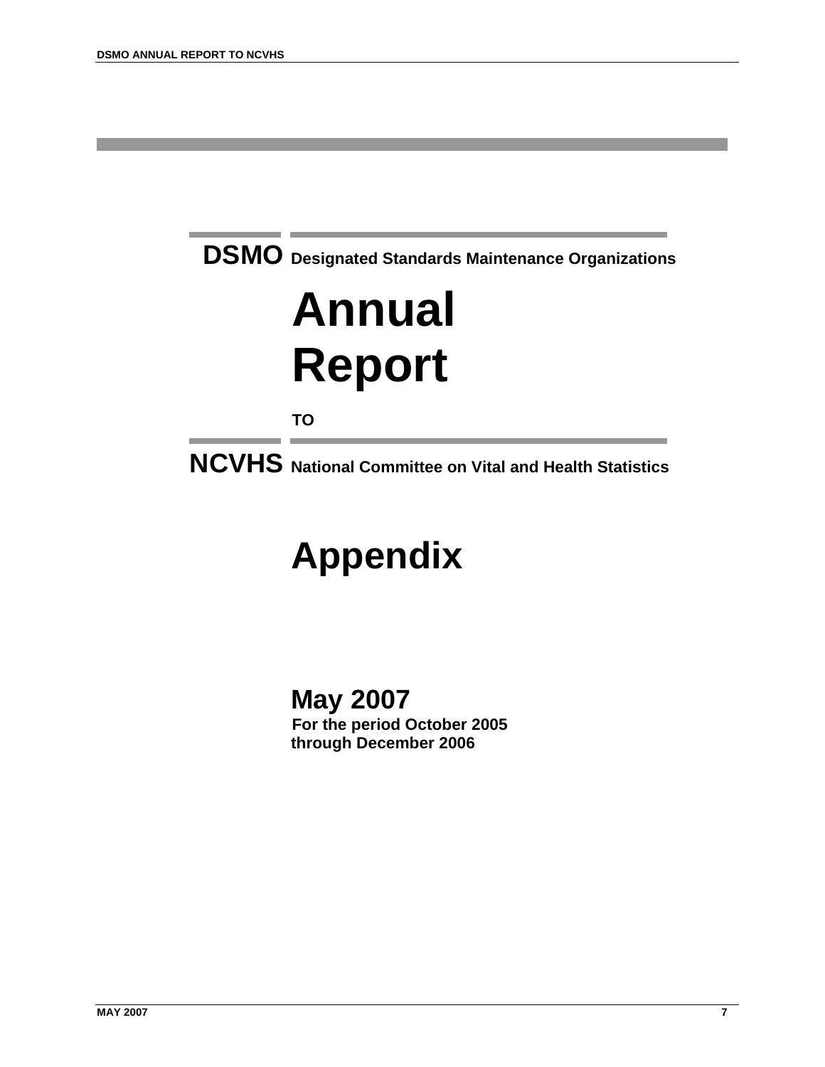**DSMO** **Designated Standards Maintenance Organizations**

# Annual Report

**TO**

**NCVHS** **National Committee on Vital and Health Statistics**

# Appendix

## May 2007

**For the period October 2005 through December 2006**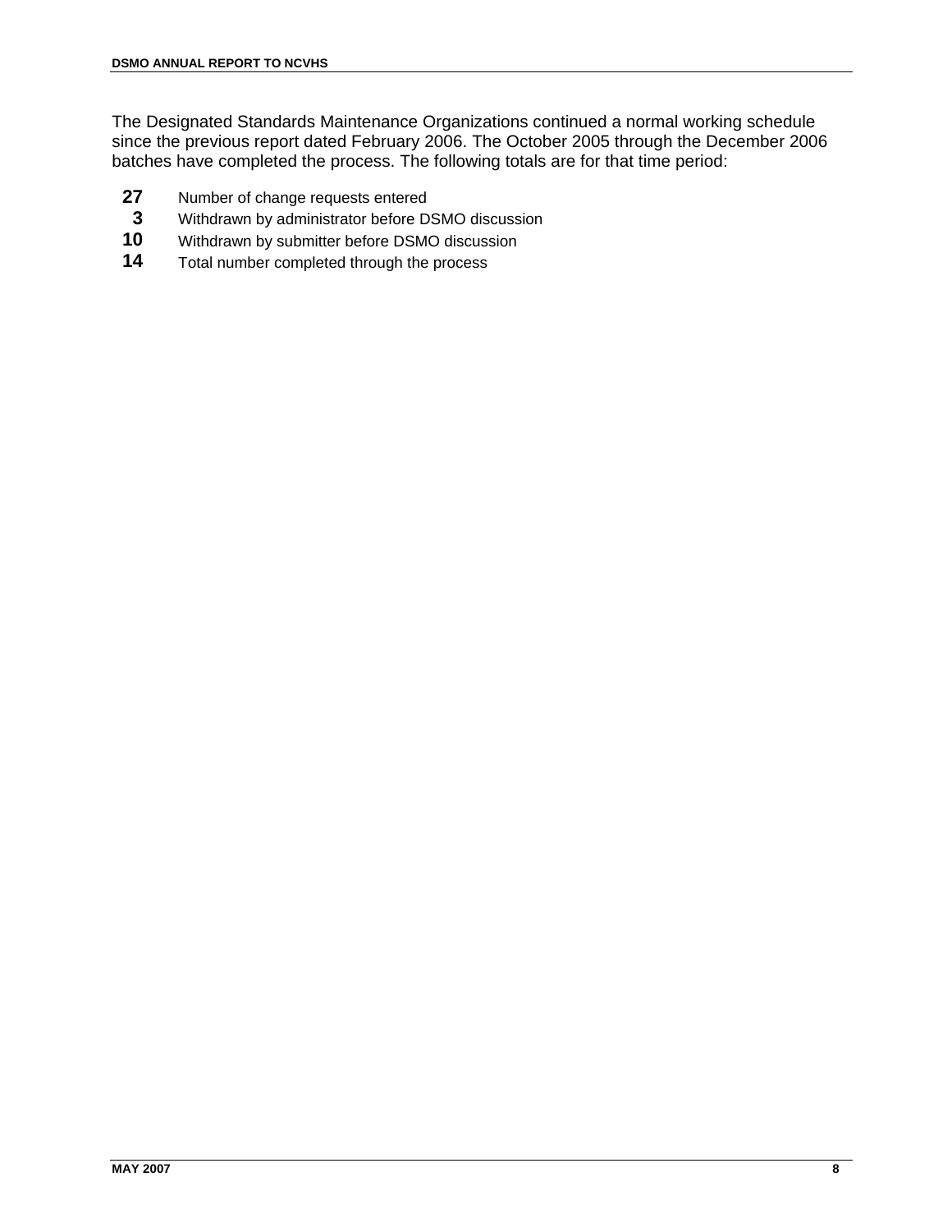The Designated Standards Maintenance Organizations continued a normal working schedule since the previous report dated February 2006. The October 2005 through the December 2006 batches have completed the process. The following totals are for that time period:

| | |
|---|---|
| **27** | Number of change requests entered |
| **3** | Withdrawn by administrator before DSMO discussion |
| **10** | Withdrawn by submitter before DSMO discussion |
| **14** | Total number completed through the process |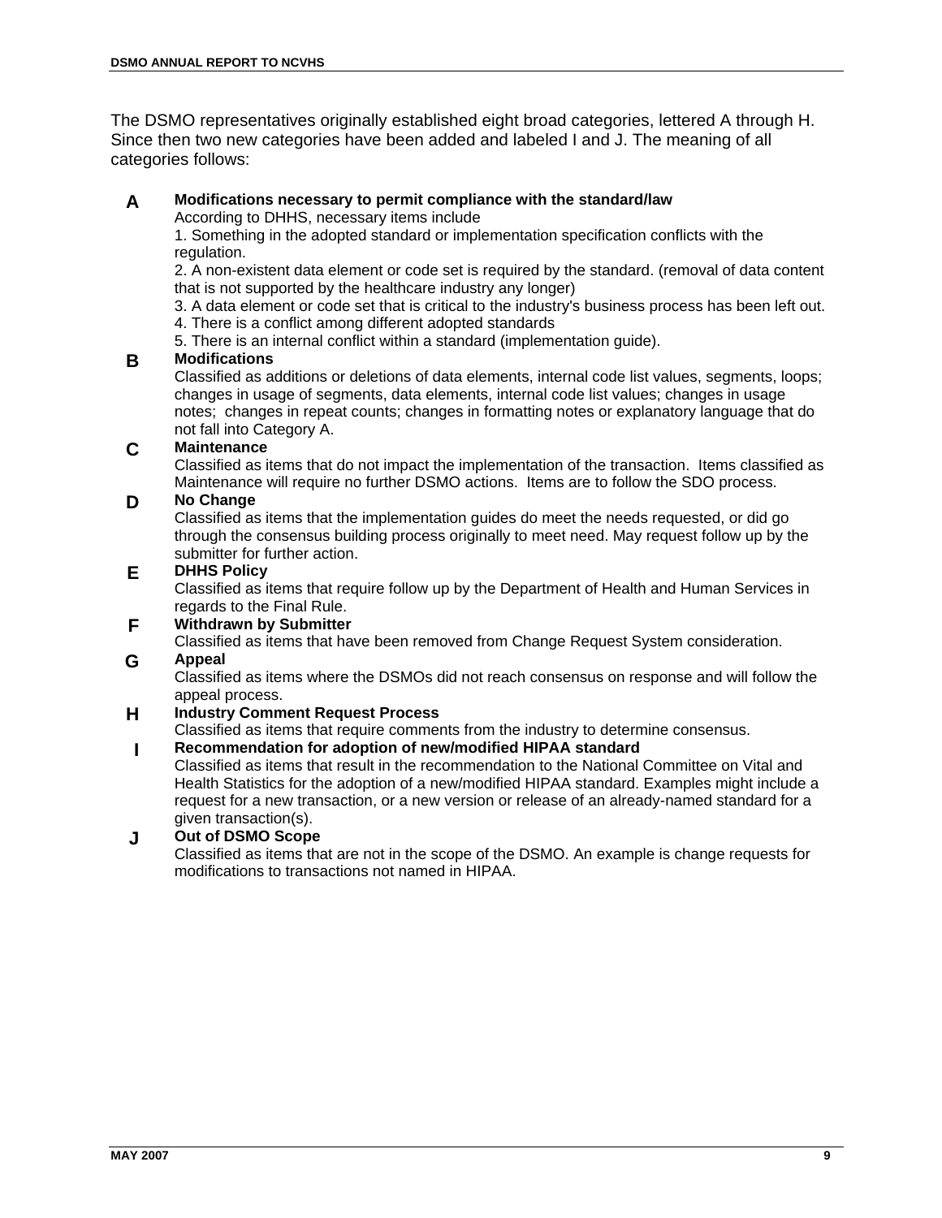The DSMO representatives originally established eight broad categories, lettered A through H. Since then two new categories have been added and labeled I and J. The meaning of all categories follows:

**A** **Modifications necessary to permit compliance with the standard/law**
According to DHHS, necessary items include
1. Something in the adopted standard or implementation specification conflicts with the regulation.
2. A non-existent data element or code set is required by the standard. (removal of data content that is not supported by the healthcare industry any longer)
3. A data element or code set that is critical to the industry's business process has been left out.
4. There is a conflict among different adopted standards
5. There is an internal conflict within a standard (implementation guide).

**B** **Modifications**
Classified as additions or deletions of data elements, internal code list values, segments, loops; changes in usage of segments, data elements, internal code list values; changes in usage notes; changes in repeat counts; changes in formatting notes or explanatory language that do not fall into Category A.

**C** **Maintenance**
Classified as items that do not impact the implementation of the transaction. Items classified as Maintenance will require no further DSMO actions. Items are to follow the SDO process.

**D** **No Change**
Classified as items that the implementation guides do meet the needs requested, or did go through the consensus building process originally to meet need. May request follow up by the submitter for further action.

**E** **DHHS Policy**
Classified as items that require follow up by the Department of Health and Human Services in regards to the Final Rule.

**F** **Withdrawn by Submitter**
Classified as items that have been removed from Change Request System consideration.

**G** **Appeal**
Classified as items where the DSMOs did not reach consensus on response and will follow the appeal process.

**H** **Industry Comment Request Process**
Classified as items that require comments from the industry to determine consensus.

**I** **Recommendation for adoption of new/modified HIPAA standard**
Classified as items that result in the recommendation to the National Committee on Vital and Health Statistics for the adoption of a new/modified HIPAA standard. Examples might include a request for a new transaction, or a new version or release of an already-named standard for a given transaction(s).

**J** **Out of DSMO Scope**
Classified as items that are not in the scope of the DSMO. An example is change requests for modifications to transactions not named in HIPAA.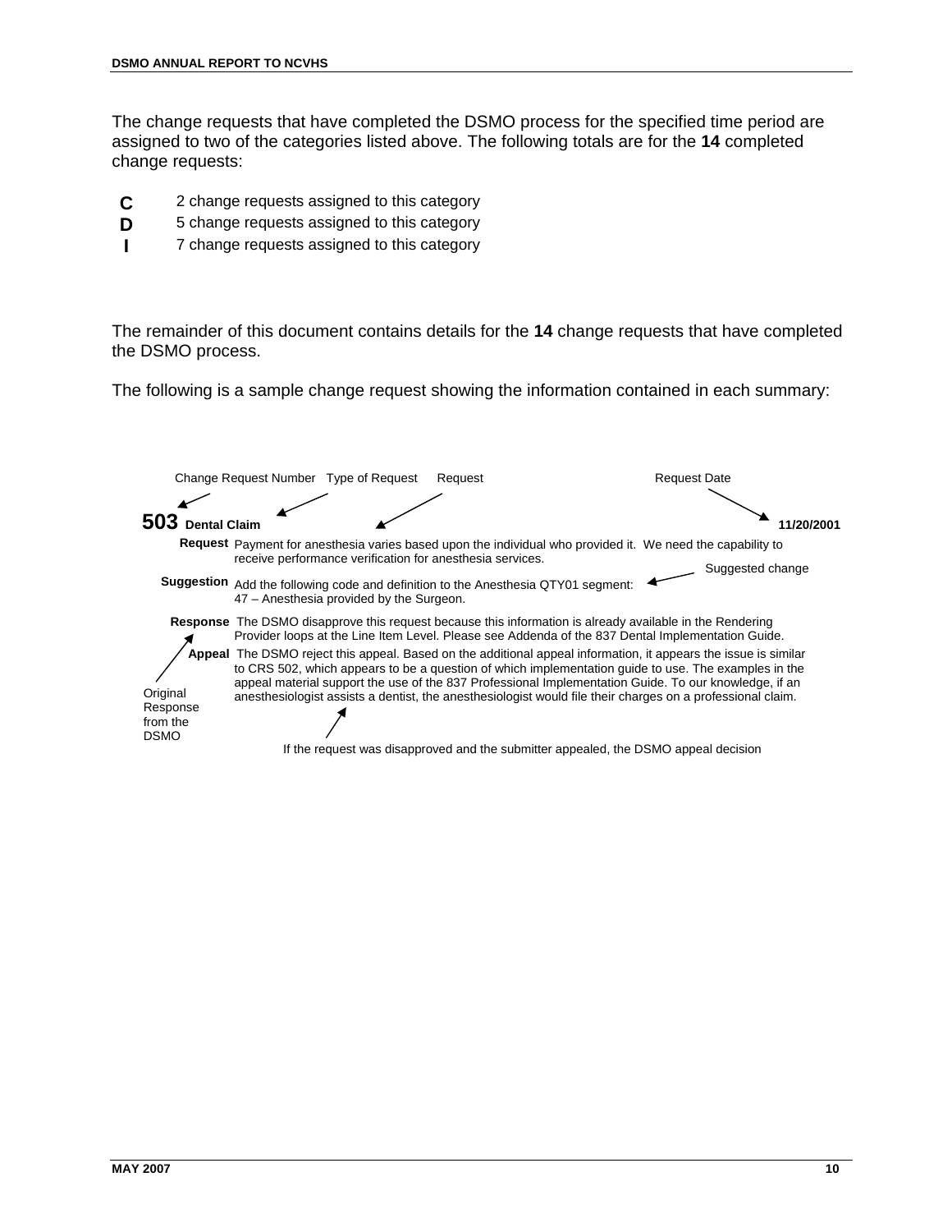The change requests that have completed the DSMO process for the specified time period are assigned to two of the categories listed above. The following totals are for the **14** completed change requests:

- **C** 2 change requests assigned to this category
- **D** 5 change requests assigned to this category
- **I** 7 change requests assigned to this category

The remainder of this document contains details for the **14** change requests that have completed the DSMO process.

The following is a sample change request showing the information contained in each summary:

Change Request Number Type of Request Request Request Date

**503 Dental Claim** **11/20/2001**

**Request** Payment for anesthesia varies based upon the individual who provided it. We need the capability to receive performance verification for anesthesia services.

Suggested change

**Suggestion** Add the following code and definition to the Anesthesia QTY01 segment: 47 – Anesthesia provided by the Surgeon.

**Response** The DSMO disapprove this request because this information is already available in the Rendering Provider loops at the Line Item Level. Please see Addenda of the 837 Dental Implementation Guide.

**Appeal** The DSMO reject this appeal. Based on the additional appeal information, it appears the issue is similar to CRS 502, which appears to be a question of which implementation guide to use. The examples in the appeal material support the use of the 837 Professional Implementation Guide. To our knowledge, if an anesthesiologist assists a dentist, the anesthesiologist would file their charges on a professional claim.

Original Response from the DSMO

If the request was disapproved and the submitter appealed, the DSMO appeal decision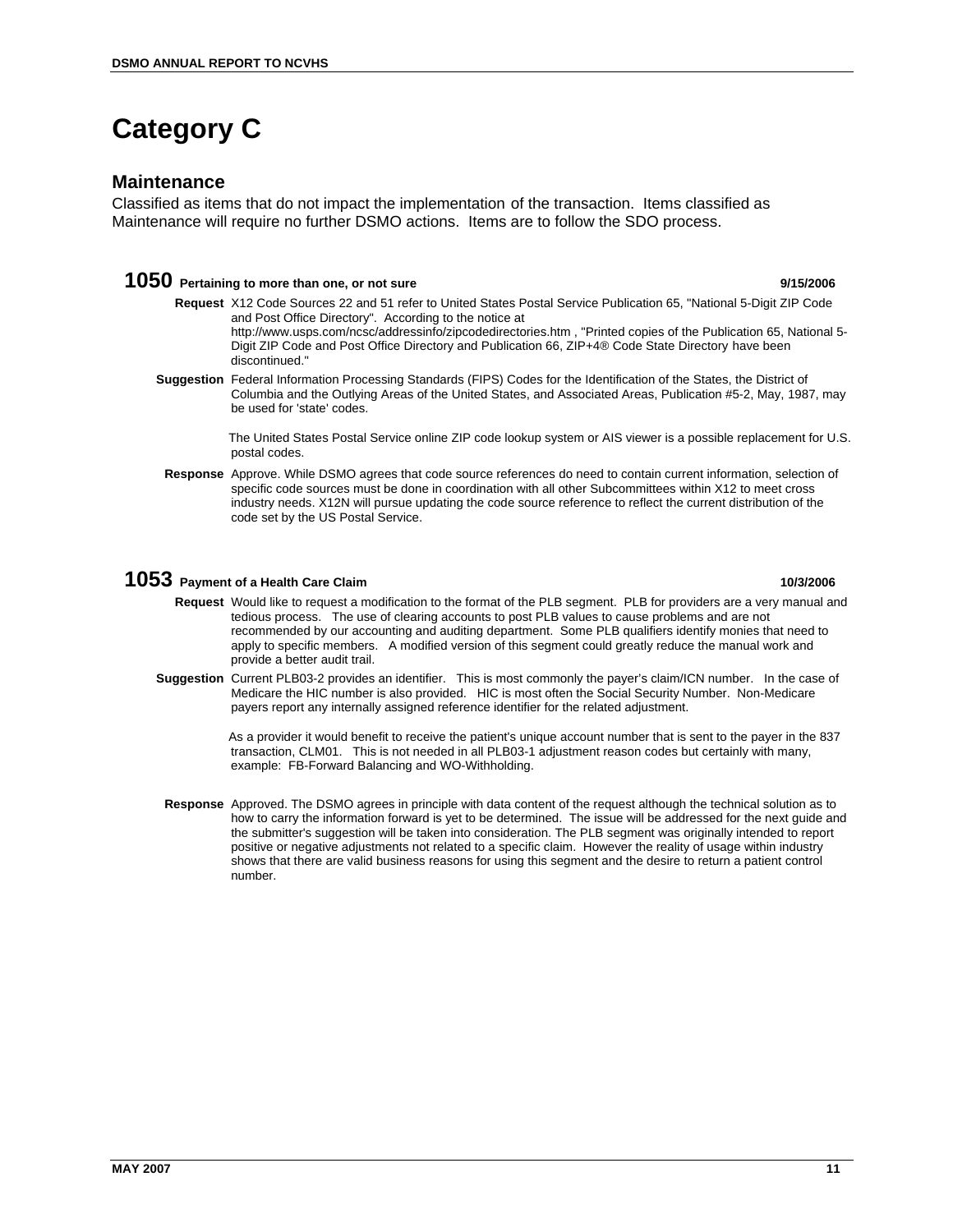# Category C

## Maintenance

Classified as items that do not impact the implementation of the transaction. Items classified as Maintenance will require no further DSMO actions. Items are to follow the SDO process.

### 1050 Pertaining to more than one, or not sure — 9/15/2006

**Request** X12 Code Sources 22 and 51 refer to United States Postal Service Publication 65, "National 5-Digit ZIP Code and Post Office Directory". According to the notice at http://www.usps.com/ncsc/addressinfo/zipcodedirectories.htm , "Printed copies of the Publication 65, National 5-Digit ZIP Code and Post Office Directory and Publication 66, ZIP+4® Code State Directory have been discontinued."

**Suggestion** Federal Information Processing Standards (FIPS) Codes for the Identification of the States, the District of Columbia and the Outlying Areas of the United States, and Associated Areas, Publication #5-2, May, 1987, may be used for 'state' codes.

The United States Postal Service online ZIP code lookup system or AIS viewer is a possible replacement for U.S. postal codes.

**Response** Approve. While DSMO agrees that code source references do need to contain current information, selection of specific code sources must be done in coordination with all other Subcommittees within X12 to meet cross industry needs. X12N will pursue updating the code source reference to reflect the current distribution of the code set by the US Postal Service.

### 1053 Payment of a Health Care Claim — 10/3/2006

**Request** Would like to request a modification to the format of the PLB segment. PLB for providers are a very manual and tedious process. The use of clearing accounts to post PLB values to cause problems and are not recommended by our accounting and auditing department. Some PLB qualifiers identify monies that need to apply to specific members. A modified version of this segment could greatly reduce the manual work and provide a better audit trail.

**Suggestion** Current PLB03-2 provides an identifier. This is most commonly the payer's claim/ICN number. In the case of Medicare the HIC number is also provided. HIC is most often the Social Security Number. Non-Medicare payers report any internally assigned reference identifier for the related adjustment.

As a provider it would benefit to receive the patient's unique account number that is sent to the payer in the 837 transaction, CLM01. This is not needed in all PLB03-1 adjustment reason codes but certainly with many, example: FB-Forward Balancing and WO-Withholding.

**Response** Approved. The DSMO agrees in principle with data content of the request although the technical solution as to how to carry the information forward is yet to be determined. The issue will be addressed for the next guide and the submitter's suggestion will be taken into consideration. The PLB segment was originally intended to report positive or negative adjustments not related to a specific claim. However the reality of usage within industry shows that there are valid business reasons for using this segment and the desire to return a patient control number.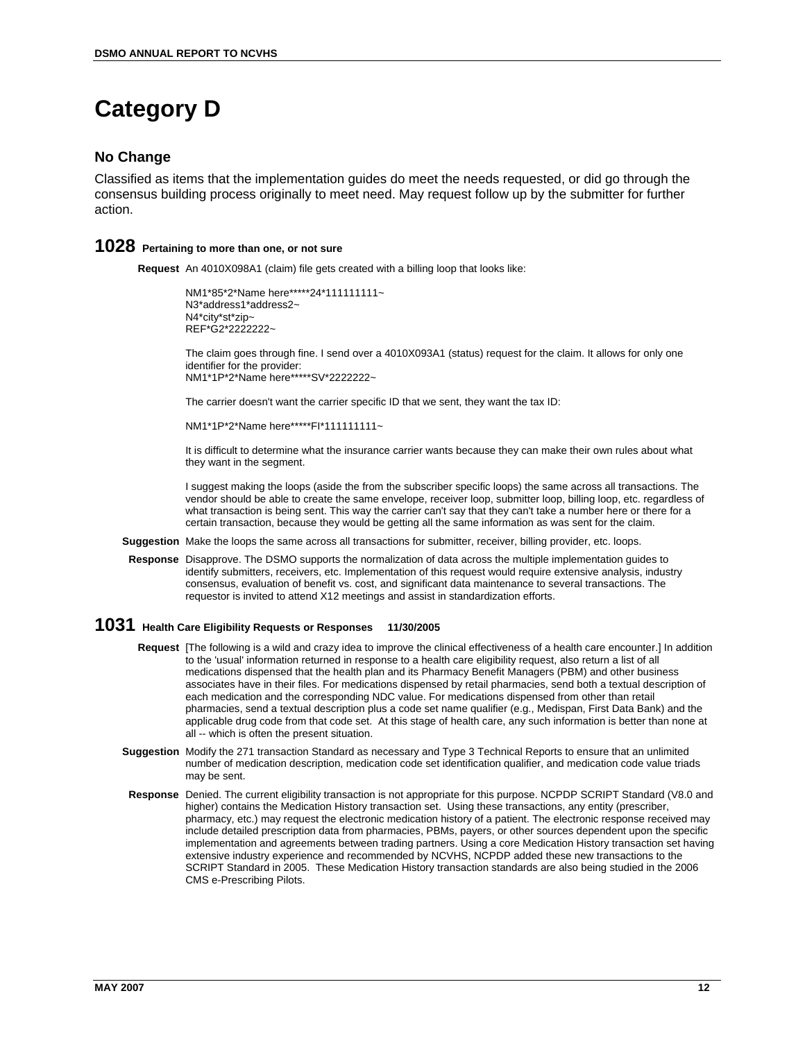# Category D

## No Change

Classified as items that the implementation guides do meet the needs requested, or did go through the consensus building process originally to meet need. May request follow up by the submitter for further action.

### 1028 Pertaining to more than one, or not sure

**Request** An 4010X098A1 (claim) file gets created with a billing loop that looks like:

```
NM1*85*2*Name here*****24*111111111~
N3*address1*address2~
N4*city*st*zip~
REF*G2*2222222~
```

The claim goes through fine. I send over a 4010X093A1 (status) request for the claim. It allows for only one identifier for the provider:

```
NM1*1P*2*Name here*****SV*2222222~
```

The carrier doesn't want the carrier specific ID that we sent, they want the tax ID:

```
NM1*1P*2*Name here*****FI*111111111~
```

It is difficult to determine what the insurance carrier wants because they can make their own rules about what they want in the segment.

I suggest making the loops (aside the from the subscriber specific loops) the same across all transactions. The vendor should be able to create the same envelope, receiver loop, submitter loop, billing loop, etc. regardless of what transaction is being sent. This way the carrier can't say that they can't take a number here or there for a certain transaction, because they would be getting all the same information as was sent for the claim.

**Suggestion** Make the loops the same across all transactions for submitter, receiver, billing provider, etc. loops.

**Response** Disapprove. The DSMO supports the normalization of data across the multiple implementation guides to identify submitters, receivers, etc. Implementation of this request would require extensive analysis, industry consensus, evaluation of benefit vs. cost, and significant data maintenance to several transactions. The requestor is invited to attend X12 meetings and assist in standardization efforts.

### 1031 Health Care Eligibility Requests or Responses 11/30/2005

**Request** [The following is a wild and crazy idea to improve the clinical effectiveness of a health care encounter.] In addition to the 'usual' information returned in response to a health care eligibility request, also return a list of all medications dispensed that the health plan and its Pharmacy Benefit Managers (PBM) and other business associates have in their files. For medications dispensed by retail pharmacies, send both a textual description of each medication and the corresponding NDC value. For medications dispensed from other than retail pharmacies, send a textual description plus a code set name qualifier (e.g., Medispan, First Data Bank) and the applicable drug code from that code set. At this stage of health care, any such information is better than none at all -- which is often the present situation.

**Suggestion** Modify the 271 transaction Standard as necessary and Type 3 Technical Reports to ensure that an unlimited number of medication description, medication code set identification qualifier, and medication code value triads may be sent.

**Response** Denied. The current eligibility transaction is not appropriate for this purpose. NCPDP SCRIPT Standard (V8.0 and higher) contains the Medication History transaction set. Using these transactions, any entity (prescriber, pharmacy, etc.) may request the electronic medication history of a patient. The electronic response received may include detailed prescription data from pharmacies, PBMs, payers, or other sources dependent upon the specific implementation and agreements between trading partners. Using a core Medication History transaction set having extensive industry experience and recommended by NCVHS, NCPDP added these new transactions to the SCRIPT Standard in 2005. These Medication History transaction standards are also being studied in the 2006 CMS e-Prescribing Pilots.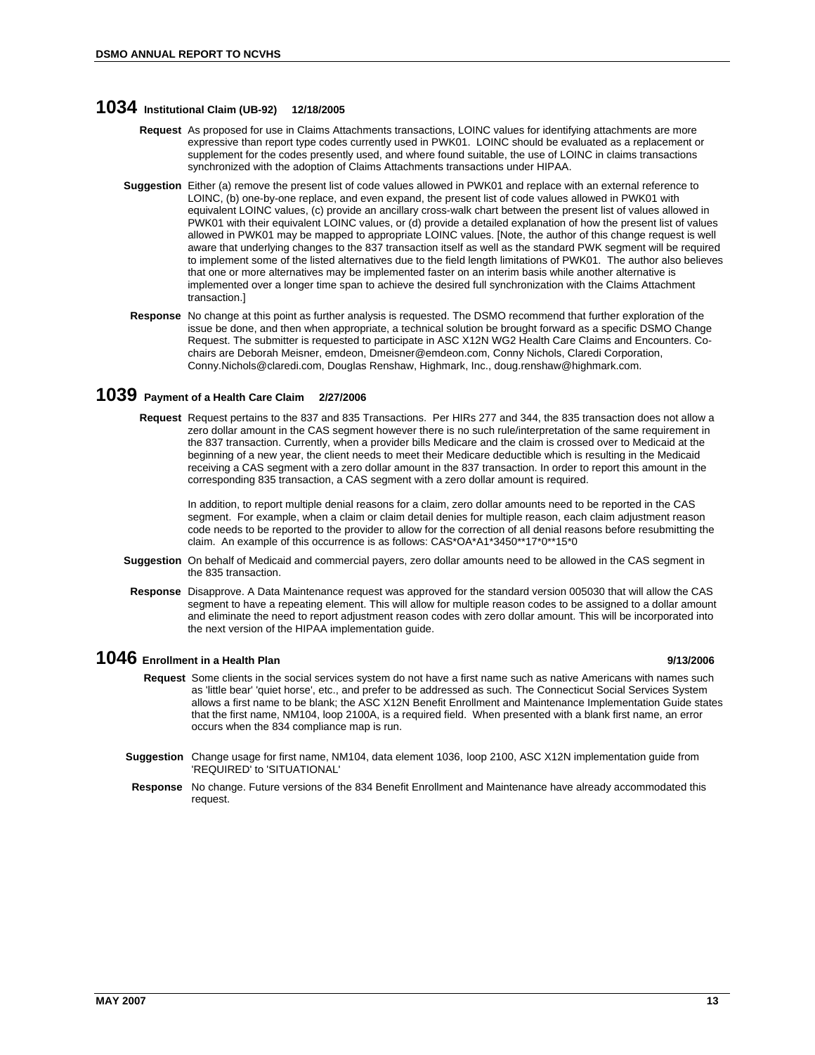## 1034 Institutional Claim (UB-92) 12/18/2005

**Request** As proposed for use in Claims Attachments transactions, LOINC values for identifying attachments are more expressive than report type codes currently used in PWK01. LOINC should be evaluated as a replacement or supplement for the codes presently used, and where found suitable, the use of LOINC in claims transactions synchronized with the adoption of Claims Attachments transactions under HIPAA.

**Suggestion** Either (a) remove the present list of code values allowed in PWK01 and replace with an external reference to LOINC, (b) one-by-one replace, and even expand, the present list of code values allowed in PWK01 with equivalent LOINC values, (c) provide an ancillary cross-walk chart between the present list of values allowed in PWK01 with their equivalent LOINC values, or (d) provide a detailed explanation of how the present list of values allowed in PWK01 may be mapped to appropriate LOINC values. [Note, the author of this change request is well aware that underlying changes to the 837 transaction itself as well as the standard PWK segment will be required to implement some of the listed alternatives due to the field length limitations of PWK01. The author also believes that one or more alternatives may be implemented faster on an interim basis while another alternative is implemented over a longer time span to achieve the desired full synchronization with the Claims Attachment transaction.]

**Response** No change at this point as further analysis is requested. The DSMO recommend that further exploration of the issue be done, and then when appropriate, a technical solution be brought forward as a specific DSMO Change Request. The submitter is requested to participate in ASC X12N WG2 Health Care Claims and Encounters. Co-chairs are Deborah Meisner, emdeon, Dmeisner@emdeon.com, Conny Nichols, Claredi Corporation, Conny.Nichols@claredi.com, Douglas Renshaw, Highmark, Inc., doug.renshaw@highmark.com.

## 1039 Payment of a Health Care Claim 2/27/2006

**Request** Request pertains to the 837 and 835 Transactions. Per HIRs 277 and 344, the 835 transaction does not allow a zero dollar amount in the CAS segment however there is no such rule/interpretation of the same requirement in the 837 transaction. Currently, when a provider bills Medicare and the claim is crossed over to Medicaid at the beginning of a new year, the client needs to meet their Medicare deductible which is resulting in the Medicaid receiving a CAS segment with a zero dollar amount in the 837 transaction. In order to report this amount in the corresponding 835 transaction, a CAS segment with a zero dollar amount is required.

In addition, to report multiple denial reasons for a claim, zero dollar amounts need to be reported in the CAS segment. For example, when a claim or claim detail denies for multiple reason, each claim adjustment reason code needs to be reported to the provider to allow for the correction of all denial reasons before resubmitting the claim. An example of this occurrence is as follows: CAS*OA*A1*3450**17*0**15*0

**Suggestion** On behalf of Medicaid and commercial payers, zero dollar amounts need to be allowed in the CAS segment in the 835 transaction.

**Response** Disapprove. A Data Maintenance request was approved for the standard version 005030 that will allow the CAS segment to have a repeating element. This will allow for multiple reason codes to be assigned to a dollar amount and eliminate the need to report adjustment reason codes with zero dollar amount. This will be incorporated into the next version of the HIPAA implementation guide.

## 1046 Enrollment in a Health Plan 9/13/2006

**Request** Some clients in the social services system do not have a first name such as native Americans with names such as 'little bear' 'quiet horse', etc., and prefer to be addressed as such. The Connecticut Social Services System allows a first name to be blank; the ASC X12N Benefit Enrollment and Maintenance Implementation Guide states that the first name, NM104, loop 2100A, is a required field. When presented with a blank first name, an error occurs when the 834 compliance map is run.

**Suggestion** Change usage for first name, NM104, data element 1036, loop 2100, ASC X12N implementation guide from 'REQUIRED' to 'SITUATIONAL'

**Response** No change. Future versions of the 834 Benefit Enrollment and Maintenance have already accommodated this request.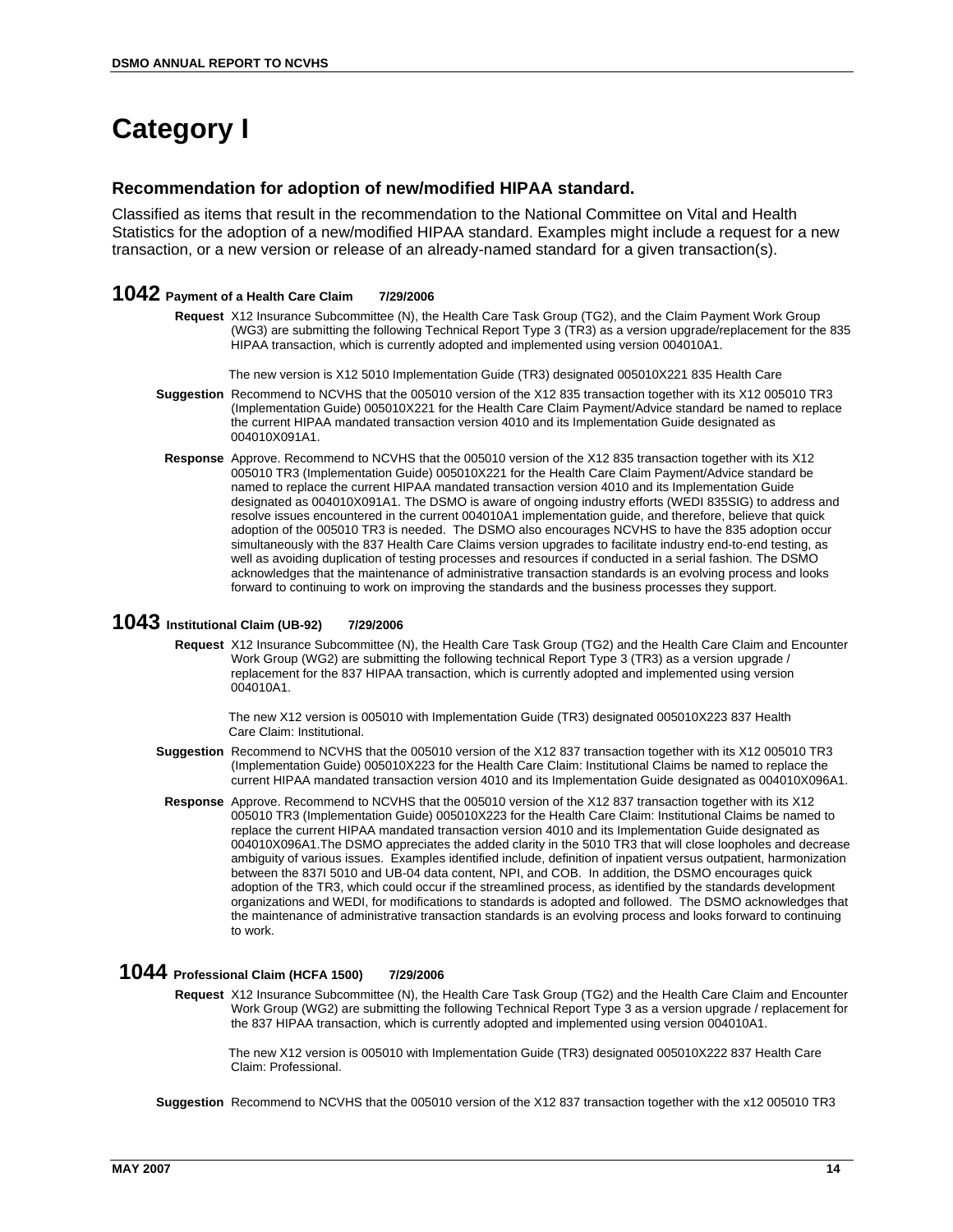# Category I

## Recommendation for adoption of new/modified HIPAA standard.

Classified as items that result in the recommendation to the National Committee on Vital and Health Statistics for the adoption of a new/modified HIPAA standard. Examples might include a request for a new transaction, or a new version or release of an already-named standard for a given transaction(s).

### 1042 Payment of a Health Care Claim 7/29/2006

**Request** X12 Insurance Subcommittee (N), the Health Care Task Group (TG2), and the Claim Payment Work Group (WG3) are submitting the following Technical Report Type 3 (TR3) as a version upgrade/replacement for the 835 HIPAA transaction, which is currently adopted and implemented using version 004010A1.

The new version is X12 5010 Implementation Guide (TR3) designated 005010X221 835 Health Care

**Suggestion** Recommend to NCVHS that the 005010 version of the X12 835 transaction together with its X12 005010 TR3 (Implementation Guide) 005010X221 for the Health Care Claim Payment/Advice standard be named to replace the current HIPAA mandated transaction version 4010 and its Implementation Guide designated as 004010X091A1.

**Response** Approve. Recommend to NCVHS that the 005010 version of the X12 835 transaction together with its X12 005010 TR3 (Implementation Guide) 005010X221 for the Health Care Claim Payment/Advice standard be named to replace the current HIPAA mandated transaction version 4010 and its Implementation Guide designated as 004010X091A1. The DSMO is aware of ongoing industry efforts (WEDI 835SIG) to address and resolve issues encountered in the current 004010A1 implementation guide, and therefore, believe that quick adoption of the 005010 TR3 is needed. The DSMO also encourages NCVHS to have the 835 adoption occur simultaneously with the 837 Health Care Claims version upgrades to facilitate industry end-to-end testing, as well as avoiding duplication of testing processes and resources if conducted in a serial fashion. The DSMO acknowledges that the maintenance of administrative transaction standards is an evolving process and looks forward to continuing to work on improving the standards and the business processes they support.

### 1043 Institutional Claim (UB-92) 7/29/2006

**Request** X12 Insurance Subcommittee (N), the Health Care Task Group (TG2) and the Health Care Claim and Encounter Work Group (WG2) are submitting the following technical Report Type 3 (TR3) as a version upgrade / replacement for the 837 HIPAA transaction, which is currently adopted and implemented using version 004010A1.

The new X12 version is 005010 with Implementation Guide (TR3) designated 005010X223 837 Health Care Claim: Institutional.

**Suggestion** Recommend to NCVHS that the 005010 version of the X12 837 transaction together with its X12 005010 TR3 (Implementation Guide) 005010X223 for the Health Care Claim: Institutional Claims be named to replace the current HIPAA mandated transaction version 4010 and its Implementation Guide designated as 004010X096A1.

**Response** Approve. Recommend to NCVHS that the 005010 version of the X12 837 transaction together with its X12 005010 TR3 (Implementation Guide) 005010X223 for the Health Care Claim: Institutional Claims be named to replace the current HIPAA mandated transaction version 4010 and its Implementation Guide designated as 004010X096A1.The DSMO appreciates the added clarity in the 5010 TR3 that will close loopholes and decrease ambiguity of various issues. Examples identified include, definition of inpatient versus outpatient, harmonization between the 837I 5010 and UB-04 data content, NPI, and COB. In addition, the DSMO encourages quick adoption of the TR3, which could occur if the streamlined process, as identified by the standards development organizations and WEDI, for modifications to standards is adopted and followed. The DSMO acknowledges that the maintenance of administrative transaction standards is an evolving process and looks forward to continuing to work.

### 1044 Professional Claim (HCFA 1500) 7/29/2006

**Request** X12 Insurance Subcommittee (N), the Health Care Task Group (TG2) and the Health Care Claim and Encounter Work Group (WG2) are submitting the following Technical Report Type 3 as a version upgrade / replacement for the 837 HIPAA transaction, which is currently adopted and implemented using version 004010A1.

The new X12 version is 005010 with Implementation Guide (TR3) designated 005010X222 837 Health Care Claim: Professional.

**Suggestion** Recommend to NCVHS that the 005010 version of the X12 837 transaction together with the x12 005010 TR3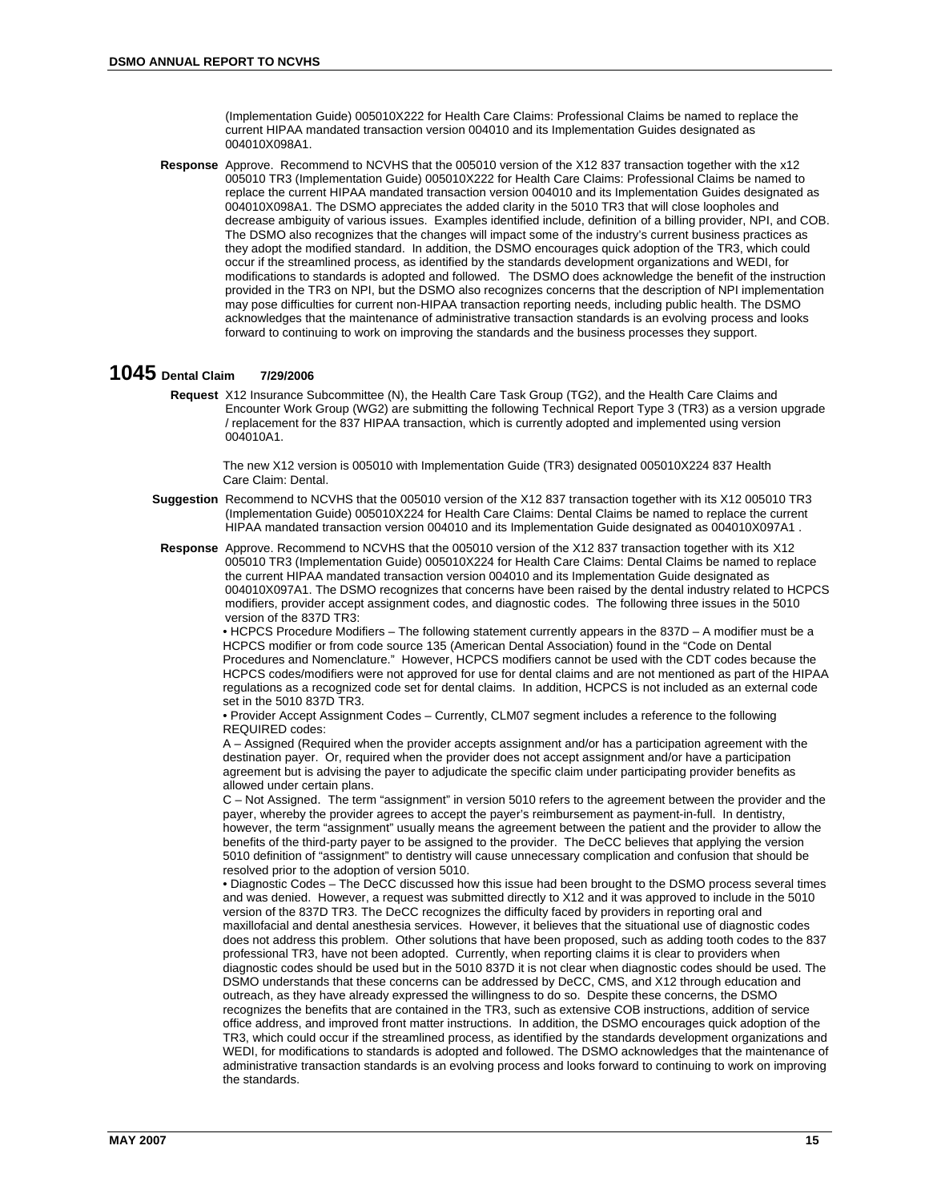(Implementation Guide) 005010X222 for Health Care Claims: Professional Claims be named to replace the current HIPAA mandated transaction version 004010 and its Implementation Guides designated as 004010X098A1.

**Response** Approve. Recommend to NCVHS that the 005010 version of the X12 837 transaction together with the x12 005010 TR3 (Implementation Guide) 005010X222 for Health Care Claims: Professional Claims be named to replace the current HIPAA mandated transaction version 004010 and its Implementation Guides designated as 004010X098A1. The DSMO appreciates the added clarity in the 5010 TR3 that will close loopholes and decrease ambiguity of various issues. Examples identified include, definition of a billing provider, NPI, and COB. The DSMO also recognizes that the changes will impact some of the industry's current business practices as they adopt the modified standard. In addition, the DSMO encourages quick adoption of the TR3, which could occur if the streamlined process, as identified by the standards development organizations and WEDI, for modifications to standards is adopted and followed. The DSMO does acknowledge the benefit of the instruction provided in the TR3 on NPI, but the DSMO also recognizes concerns that the description of NPI implementation may pose difficulties for current non-HIPAA transaction reporting needs, including public health. The DSMO acknowledges that the maintenance of administrative transaction standards is an evolving process and looks forward to continuing to work on improving the standards and the business processes they support.

## 1045 Dental Claim 7/29/2006

**Request** X12 Insurance Subcommittee (N), the Health Care Task Group (TG2), and the Health Care Claims and Encounter Work Group (WG2) are submitting the following Technical Report Type 3 (TR3) as a version upgrade / replacement for the 837 HIPAA transaction, which is currently adopted and implemented using version 004010A1.

The new X12 version is 005010 with Implementation Guide (TR3) designated 005010X224 837 Health Care Claim: Dental.

**Suggestion** Recommend to NCVHS that the 005010 version of the X12 837 transaction together with its X12 005010 TR3 (Implementation Guide) 005010X224 for Health Care Claims: Dental Claims be named to replace the current HIPAA mandated transaction version 004010 and its Implementation Guide designated as 004010X097A1 .

**Response** Approve. Recommend to NCVHS that the 005010 version of the X12 837 transaction together with its X12 005010 TR3 (Implementation Guide) 005010X224 for Health Care Claims: Dental Claims be named to replace the current HIPAA mandated transaction version 004010 and its Implementation Guide designated as 004010X097A1. The DSMO recognizes that concerns have been raised by the dental industry related to HCPCS modifiers, provider accept assignment codes, and diagnostic codes. The following three issues in the 5010 version of the 837D TR3:

• HCPCS Procedure Modifiers – The following statement currently appears in the 837D – A modifier must be a HCPCS modifier or from code source 135 (American Dental Association) found in the "Code on Dental Procedures and Nomenclature." However, HCPCS modifiers cannot be used with the CDT codes because the HCPCS codes/modifiers were not approved for use for dental claims and are not mentioned as part of the HIPAA regulations as a recognized code set for dental claims. In addition, HCPCS is not included as an external code set in the 5010 837D TR3.

• Provider Accept Assignment Codes – Currently, CLM07 segment includes a reference to the following REQUIRED codes:

A – Assigned (Required when the provider accepts assignment and/or has a participation agreement with the destination payer. Or, required when the provider does not accept assignment and/or have a participation agreement but is advising the payer to adjudicate the specific claim under participating provider benefits as allowed under certain plans.

C – Not Assigned. The term "assignment" in version 5010 refers to the agreement between the provider and the payer, whereby the provider agrees to accept the payer's reimbursement as payment-in-full. In dentistry, however, the term "assignment" usually means the agreement between the patient and the provider to allow the benefits of the third-party payer to be assigned to the provider. The DeCC believes that applying the version 5010 definition of "assignment" to dentistry will cause unnecessary complication and confusion that should be resolved prior to the adoption of version 5010.

• Diagnostic Codes – The DeCC discussed how this issue had been brought to the DSMO process several times and was denied. However, a request was submitted directly to X12 and it was approved to include in the 5010 version of the 837D TR3. The DeCC recognizes the difficulty faced by providers in reporting oral and maxillofacial and dental anesthesia services. However, it believes that the situational use of diagnostic codes does not address this problem. Other solutions that have been proposed, such as adding tooth codes to the 837 professional TR3, have not been adopted. Currently, when reporting claims it is clear to providers when diagnostic codes should be used but in the 5010 837D it is not clear when diagnostic codes should be used. The DSMO understands that these concerns can be addressed by DeCC, CMS, and X12 through education and outreach, as they have already expressed the willingness to do so. Despite these concerns, the DSMO recognizes the benefits that are contained in the TR3, such as extensive COB instructions, addition of service office address, and improved front matter instructions. In addition, the DSMO encourages quick adoption of the TR3, which could occur if the streamlined process, as identified by the standards development organizations and WEDI, for modifications to standards is adopted and followed. The DSMO acknowledges that the maintenance of administrative transaction standards is an evolving process and looks forward to continuing to work on improving the standards.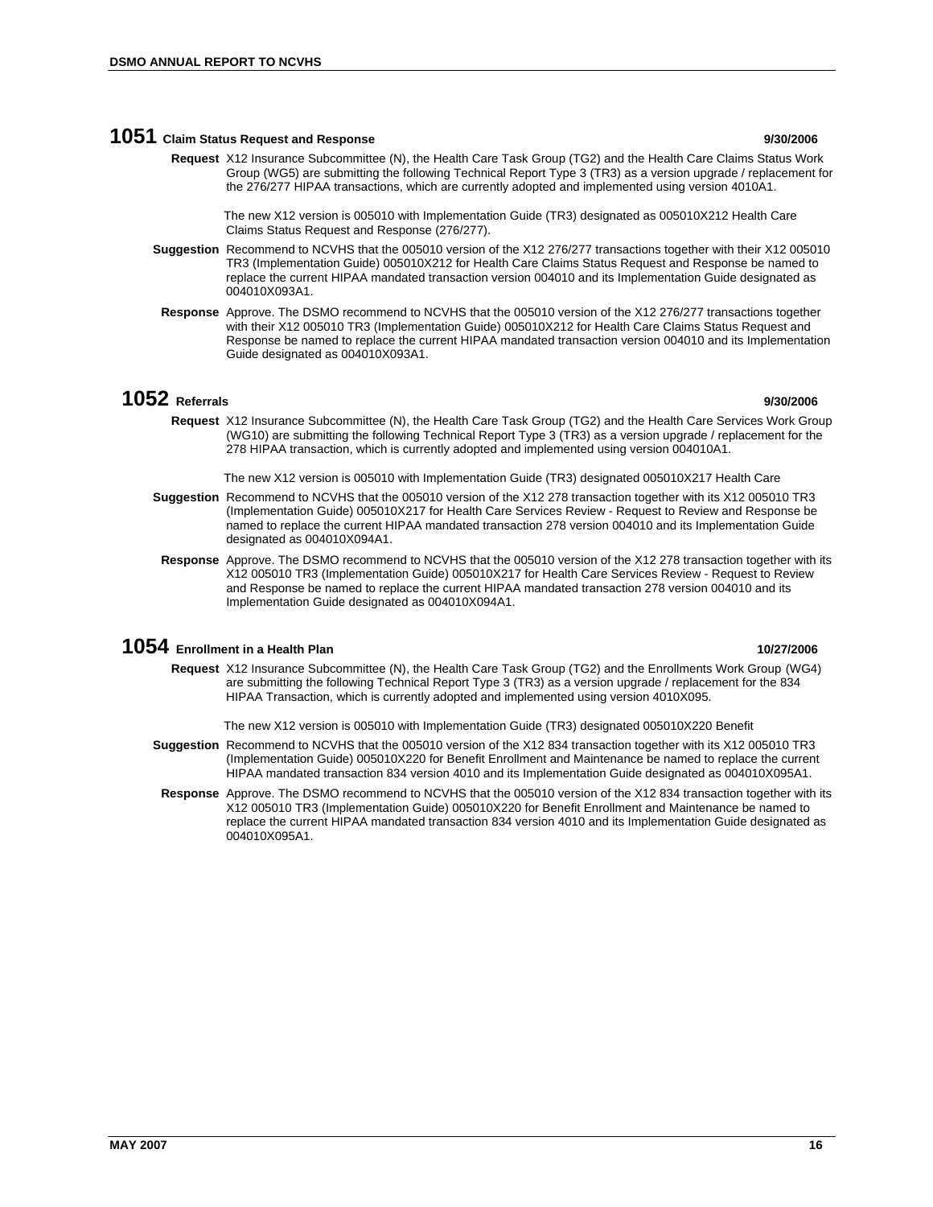## 1051 Claim Status Request and Response

**9/30/2006**

**Request** X12 Insurance Subcommittee (N), the Health Care Task Group (TG2) and the Health Care Claims Status Work Group (WG5) are submitting the following Technical Report Type 3 (TR3) as a version upgrade / replacement for the 276/277 HIPAA transactions, which are currently adopted and implemented using version 4010A1.

The new X12 version is 005010 with Implementation Guide (TR3) designated as 005010X212 Health Care Claims Status Request and Response (276/277).

**Suggestion** Recommend to NCVHS that the 005010 version of the X12 276/277 transactions together with their X12 005010 TR3 (Implementation Guide) 005010X212 for Health Care Claims Status Request and Response be named to replace the current HIPAA mandated transaction version 004010 and its Implementation Guide designated as 004010X093A1.

**Response** Approve. The DSMO recommend to NCVHS that the 005010 version of the X12 276/277 transactions together with their X12 005010 TR3 (Implementation Guide) 005010X212 for Health Care Claims Status Request and Response be named to replace the current HIPAA mandated transaction version 004010 and its Implementation Guide designated as 004010X093A1.

## 1052 Referrals

**9/30/2006**

**Request** X12 Insurance Subcommittee (N), the Health Care Task Group (TG2) and the Health Care Services Work Group (WG10) are submitting the following Technical Report Type 3 (TR3) as a version upgrade / replacement for the 278 HIPAA transaction, which is currently adopted and implemented using version 004010A1.

The new X12 version is 005010 with Implementation Guide (TR3) designated 005010X217 Health Care

**Suggestion** Recommend to NCVHS that the 005010 version of the X12 278 transaction together with its X12 005010 TR3 (Implementation Guide) 005010X217 for Health Care Services Review - Request to Review and Response be named to replace the current HIPAA mandated transaction 278 version 004010 and its Implementation Guide designated as 004010X094A1.

**Response** Approve. The DSMO recommend to NCVHS that the 005010 version of the X12 278 transaction together with its X12 005010 TR3 (Implementation Guide) 005010X217 for Health Care Services Review - Request to Review and Response be named to replace the current HIPAA mandated transaction 278 version 004010 and its Implementation Guide designated as 004010X094A1.

## 1054 Enrollment in a Health Plan

**10/27/2006**

**Request** X12 Insurance Subcommittee (N), the Health Care Task Group (TG2) and the Enrollments Work Group (WG4) are submitting the following Technical Report Type 3 (TR3) as a version upgrade / replacement for the 834 HIPAA Transaction, which is currently adopted and implemented using version 4010X095.

The new X12 version is 005010 with Implementation Guide (TR3) designated 005010X220 Benefit

**Suggestion** Recommend to NCVHS that the 005010 version of the X12 834 transaction together with its X12 005010 TR3 (Implementation Guide) 005010X220 for Benefit Enrollment and Maintenance be named to replace the current HIPAA mandated transaction 834 version 4010 and its Implementation Guide designated as 004010X095A1.

**Response** Approve. The DSMO recommend to NCVHS that the 005010 version of the X12 834 transaction together with its X12 005010 TR3 (Implementation Guide) 005010X220 for Benefit Enrollment and Maintenance be named to replace the current HIPAA mandated transaction 834 version 4010 and its Implementation Guide designated as 004010X095A1.